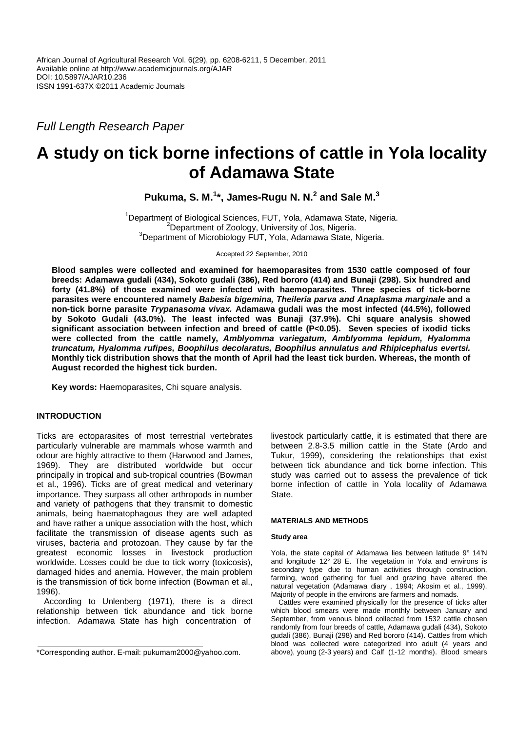Full Length Research Paper

# A study on tick borne infections of cattle in Yola locality of Adamawa State

**Pukuma, S. M.[1]*, James-Rugu N. N.[2] and Sale M.[3]**

[1]Department of Biological Sciences, FUT, Yola, Adamawa State, Nigeria.
[2]Department of Zoology, University of Jos, Nigeria.
[3]Department of Microbiology FUT, Yola, Adamawa State, Nigeria.

Accepted 22 September, 2010

**Blood samples were collected and examined for haemoparasites from 1530 cattle composed of four breeds: Adamawa gudali (434), Sokoto gudali (386), Red bororo (414) and Bunaji (298). Six hundred and forty (41.8%) of those examined were infected with haemoparasites. Three species of tick-borne parasites were encountered namely *Babesia bigemina, Theileria parva and Anaplasma marginale* and a non-tick borne parasite *Trypanasoma vivax.* Adamawa gudali was the most infected (44.5%), followed by Sokoto Gudali (43.0%). The least infected was Bunaji (37.9%). Chi square analysis showed significant association between infection and breed of cattle (P<0.05). Seven species of ixodid ticks were collected from the cattle namely, *Amblyomma variegatum, Amblyomma lepidum, Hyalomma truncatum, Hyalomma rufipes, Boophilus decolaratus, Boophilus annulatus and Rhipicephalus evertsi.* Monthly tick distribution shows that the month of April had the least tick burden. Whereas, the month of August recorded the highest tick burden.**

**Key words:** Haemoparasites, Chi square analysis.

## INTRODUCTION

Ticks are ectoparasites of most terrestrial vertebrates particularly vulnerable are mammals whose warmth and odour are highly attractive to them (Harwood and James, 1969). They are distributed worldwide but occur principally in tropical and sub-tropical countries (Bowman et al., 1996). Ticks are of great medical and veterinary importance. They surpass all other arthropods in number and variety of pathogens that they transmit to domestic animals, being haematophagous they are well adapted and have rather a unique association with the host, which facilitate the transmission of disease agents such as viruses, bacteria and protozoan. They cause by far the greatest economic losses in livestock production worldwide. Losses could be due to tick worry (toxicosis), damaged hides and anemia. However, the main problem is the transmission of tick borne infection (Bowman et al., 1996).

According to Unlenberg (1971), there is a direct relationship between tick abundance and tick borne infection. Adamawa State has high concentration of livestock particularly cattle, it is estimated that there are between 2.8-3.5 million cattle in the State (Ardo and Tukur, 1999), considering the relationships that exist between tick abundance and tick borne infection. This study was carried out to assess the prevalence of tick borne infection of cattle in Yola locality of Adamawa State.

## MATERIALS AND METHODS

### Study area

Yola, the state capital of Adamawa lies between latitude 9° 14'N and longitude 12° 28 E. The vegetation in Yola and environs is secondary type due to human activities through construction, farming, wood gathering for fuel and grazing have altered the natural vegetation (Adamawa diary , 1994; Akosim et al., 1999). Majority of people in the environs are farmers and nomads.

Cattles were examined physically for the presence of ticks after which blood smears were made monthly between January and September, from venous blood collected from 1532 cattle chosen randomly from four breeds of cattle, Adamawa gudali (434), Sokoto gudali (386), Bunaji (298) and Red bororo (414). Cattles from which blood was collected were categorized into adult (4 years and above), young (2-3 years) and Calf (1-12 months). Blood smears

*Corresponding author. E-mail: pukumam2000@yahoo.com.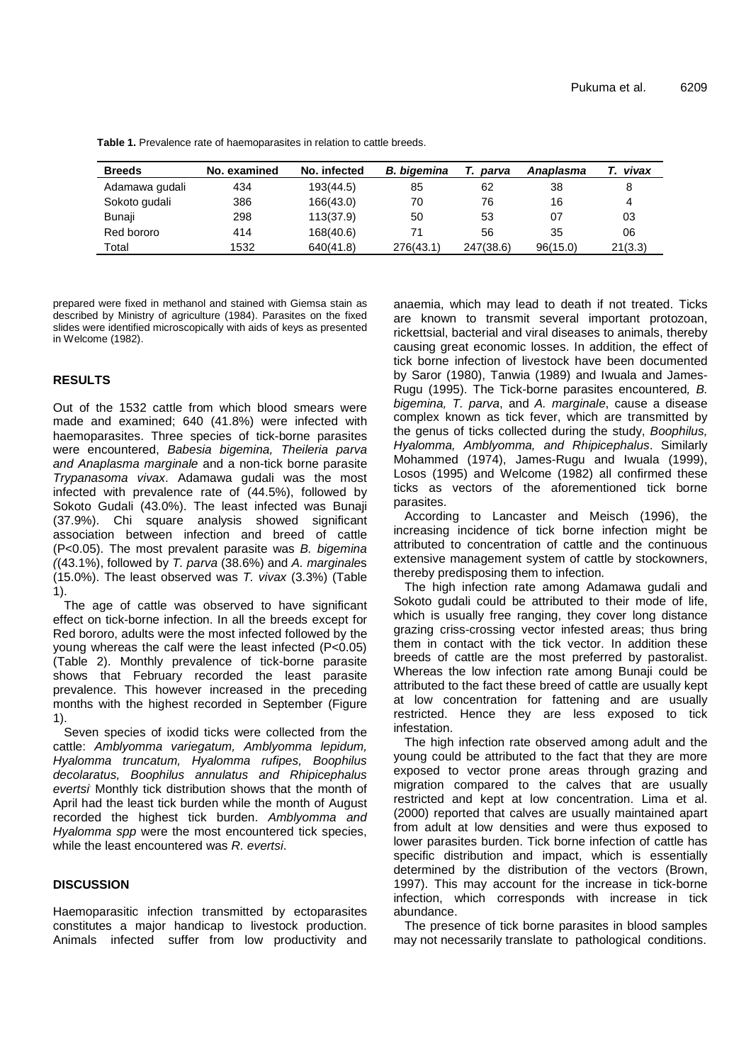**Table 1.** Prevalence rate of haemoparasites in relation to cattle breeds.

| Breeds | No. examined | No. infected | *B. bigemina* | *T. parva* | *Anaplasma* | *T. vivax* |
|---|---|---|---|---|---|---|
| Adamawa gudali | 434 | 193(44.5) | 85 | 62 | 38 | 8 |
| Sokoto gudali | 386 | 166(43.0) | 70 | 76 | 16 | 4 |
| Bunaji | 298 | 113(37.9) | 50 | 53 | 07 | 03 |
| Red bororo | 414 | 168(40.6) | 71 | 56 | 35 | 06 |
| Total | 1532 | 640(41.8) | 276(43.1) | 247(38.6) | 96(15.0) | 21(3.3) |

prepared were fixed in methanol and stained with Giemsa stain as described by Ministry of agriculture (1984). Parasites on the fixed slides were identified microscopically with aids of keys as presented in Welcome (1982).

## RESULTS

Out of the 1532 cattle from which blood smears were made and examined; 640 (41.8%) were infected with haemoparasites. Three species of tick-borne parasites were encountered, *Babesia bigemina, Theileria parva and Anaplasma marginale* and a non-tick borne parasite *Trypanasoma vivax*. Adamawa gudali was the most infected with prevalence rate of (44.5%), followed by Sokoto Gudali (43.0%). The least infected was Bunaji (37.9%). Chi square analysis showed significant association between infection and breed of cattle ($P<0.05$). The most prevalent parasite was *B. bigemina* ((43.1%), followed by *T. parva* (38.6%) and *A. marginales* (15.0%). The least observed was *T. vivax* (3.3%) (Table 1).

The age of cattle was observed to have significant effect on tick-borne infection. In all the breeds except for Red bororo, adults were the most infected followed by the young whereas the calf were the least infected ($P<0.05$) (Table 2). Monthly prevalence of tick-borne parasite shows that February recorded the least parasite prevalence. This however increased in the preceding months with the highest recorded in September (Figure 1).

Seven species of ixodid ticks were collected from the cattle: *Amblyomma variegatum, Amblyomma lepidum, Hyalomma truncatum, Hyalomma rufipes, Boophilus decolaratus, Boophilus annulatus and Rhipicephalus evertsi* Monthly tick distribution shows that the month of April had the least tick burden while the month of August recorded the highest tick burden. *Amblyomma and Hyalomma spp* were the most encountered tick species, while the least encountered was *R. evertsi*.

## DISCUSSION

Haemoparasitic infection transmitted by ectoparasites constitutes a major handicap to livestock production. Animals infected suffer from low productivity and anaemia, which may lead to death if not treated. Ticks are known to transmit several important protozoan, rickettsial, bacterial and viral diseases to animals, thereby causing great economic losses. In addition, the effect of tick borne infection of livestock have been documented by Saror (1980), Tanwia (1989) and Iwuala and James-Rugu (1995). The Tick-borne parasites encountered*, B. bigemina, T. parva*, and *A. marginale*, cause a disease complex known as tick fever, which are transmitted by the genus of ticks collected during the study, *Boophilus, Hyalomma, Amblyomma, and Rhipicephalus*. Similarly Mohammed (1974), James-Rugu and Iwuala (1999), Losos (1995) and Welcome (1982) all confirmed these ticks as vectors of the aforementioned tick borne parasites.

According to Lancaster and Meisch (1996), the increasing incidence of tick borne infection might be attributed to concentration of cattle and the continuous extensive management system of cattle by stockowners, thereby predisposing them to infection.

The high infection rate among Adamawa gudali and Sokoto gudali could be attributed to their mode of life, which is usually free ranging, they cover long distance grazing criss-crossing vector infested areas; thus bring them in contact with the tick vector. In addition these breeds of cattle are the most preferred by pastoralist. Whereas the low infection rate among Bunaji could be attributed to the fact these breed of cattle are usually kept at low concentration for fattening and are usually restricted. Hence they are less exposed to tick infestation.

The high infection rate observed among adult and the young could be attributed to the fact that they are more exposed to vector prone areas through grazing and migration compared to the calves that are usually restricted and kept at low concentration. Lima et al. (2000) reported that calves are usually maintained apart from adult at low densities and were thus exposed to lower parasites burden. Tick borne infection of cattle has specific distribution and impact, which is essentially determined by the distribution of the vectors (Brown, 1997). This may account for the increase in tick-borne infection, which corresponds with increase in tick abundance.

The presence of tick borne parasites in blood samples may not necessarily translate to pathological conditions.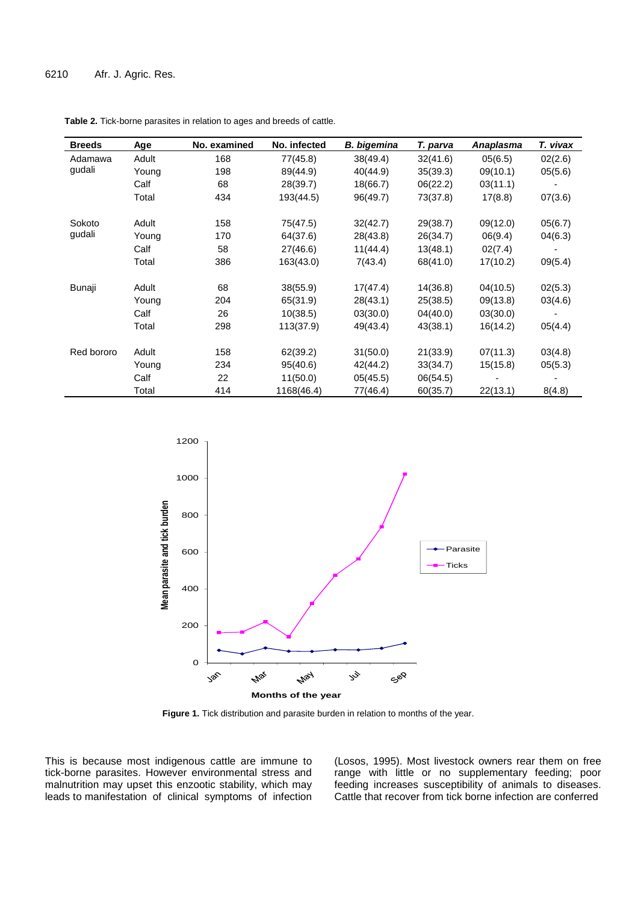**Table 2.** Tick-borne parasites in relation to ages and breeds of cattle.

| Breeds | Age | No. examined | No. infected | *B. bigemina* | *T. parva* | *Anaplasma* | *T. vivax* |
|---|---|---|---|---|---|---|---|
| Adamawa gudali | Adult | 168 | 77(45.8) | 38(49.4) | 32(41.6) | 05(6.5) | 02(2.6) |
| | Young | 198 | 89(44.9) | 40(44.9) | 35(39.3) | 09(10.1) | 05(5.6) |
| | Calf | 68 | 28(39.7) | 18(66.7) | 06(22.2) | 03(11.1) | - |
| | Total | 434 | 193(44.5) | 96(49.7) | 73(37.8) | 17(8.8) | 07(3.6) |
| Sokoto gudali | Adult | 158 | 75(47.5) | 32(42.7) | 29(38.7) | 09(12.0) | 05(6.7) |
| | Young | 170 | 64(37.6) | 28(43.8) | 26(34.7) | 06(9.4) | 04(6.3) |
| | Calf | 58 | 27(46.6) | 11(44.4) | 13(48.1) | 02(7.4) | - |
| | Total | 386 | 163(43.0) | 7(43.4) | 68(41.0) | 17(10.2) | 09(5.4) |
| Bunaji | Adult | 68 | 38(55.9) | 17(47.4) | 14(36.8) | 04(10.5) | 02(5.3) |
| | Young | 204 | 65(31.9) | 28(43.1) | 25(38.5) | 09(13.8) | 03(4.6) |
| | Calf | 26 | 10(38.5) | 03(30.0) | 04(40.0) | 03(30.0) | - |
| | Total | 298 | 113(37.9) | 49(43.4) | 43(38.1) | 16(14.2) | 05(4.4) |
| Red bororo | Adult | 158 | 62(39.2) | 31(50.0) | 21(33.9) | 07(11.3) | 03(4.8) |
| | Young | 234 | 95(40.6) | 42(44.2) | 33(34.7) | 15(15.8) | 05(5.3) |
| | Calf | 22 | 11(50.0) | 05(45.5) | 06(54.5) | - | - |
| | Total | 414 | 1168(46.4) | 77(46.4) | 60(35.7) | 22(13.1) | 8(4.8) |

**Figure 1.** Tick distribution and parasite burden in relation to months of the year.

This is because most indigenous cattle are immune to tick-borne parasites. However environmental stress and malnutrition may upset this enzootic stability, which may leads to manifestation of clinical symptoms of infection (Losos, 1995). Most livestock owners rear them on free range with little or no supplementary feeding; poor feeding increases susceptibility of animals to diseases. Cattle that recover from tick borne infection are conferred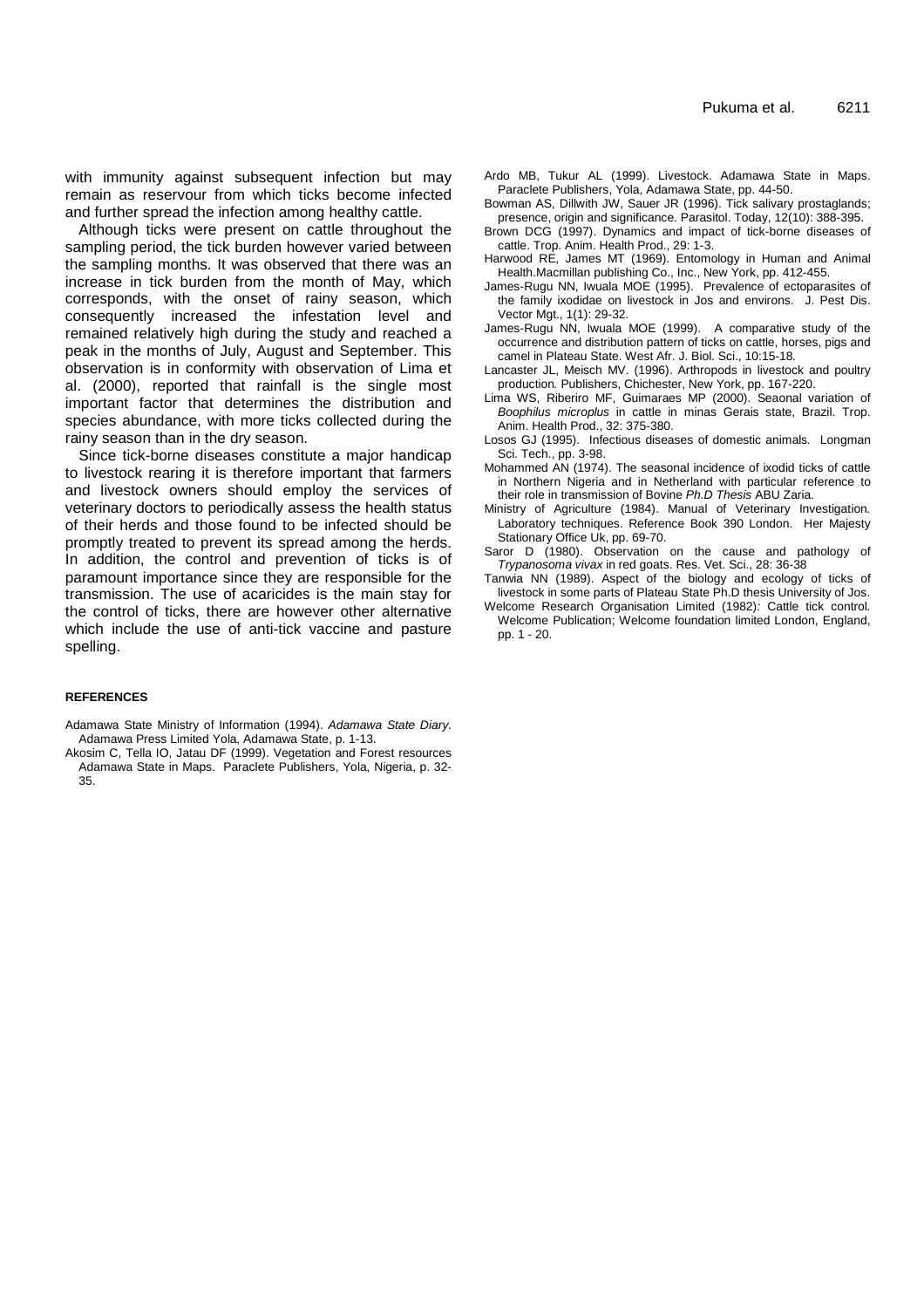with immunity against subsequent infection but may remain as reservour from which ticks become infected and further spread the infection among healthy cattle.

Although ticks were present on cattle throughout the sampling period, the tick burden however varied between the sampling months. It was observed that there was an increase in tick burden from the month of May, which corresponds, with the onset of rainy season, which consequently increased the infestation level and remained relatively high during the study and reached a peak in the months of July, August and September. This observation is in conformity with observation of Lima et al. (2000), reported that rainfall is the single most important factor that determines the distribution and species abundance, with more ticks collected during the rainy season than in the dry season.

Since tick-borne diseases constitute a major handicap to livestock rearing it is therefore important that farmers and livestock owners should employ the services of veterinary doctors to periodically assess the health status of their herds and those found to be infected should be promptly treated to prevent its spread among the herds. In addition, the control and prevention of ticks is of paramount importance since they are responsible for the transmission. The use of acaricides is the main stay for the control of ticks, there are however other alternative which include the use of anti-tick vaccine and pasture spelling.

**REFERENCES**

Adamawa State Ministry of Information (1994). *Adamawa State Diary.* Adamawa Press Limited Yola, Adamawa State, p. 1-13.

Akosim C, Tella IO, Jatau DF (1999). Vegetation and Forest resources Adamawa State in Maps. Paraclete Publishers, Yola, Nigeria, p. 32-35.

Ardo MB, Tukur AL (1999). Livestock. Adamawa State in Maps. Paraclete Publishers, Yola, Adamawa State, pp. 44-50.

Bowman AS, Dillwith JW, Sauer JR (1996). Tick salivary prostaglands; presence, origin and significance. Parasitol. Today, 12(10): 388-395.

Brown DCG (1997). Dynamics and impact of tick-borne diseases of cattle. Trop. Anim. Health Prod., 29: 1-3.

Harwood RE, James MT (1969). Entomology in Human and Animal Health.Macmillan publishing Co., Inc., New York, pp. 412-455.

James-Rugu NN, Iwuala MOE (1995). Prevalence of ectoparasites of the family ixodidae on livestock in Jos and environs. J. Pest Dis. Vector Mgt., 1(1): 29-32.

James-Rugu NN, Iwuala MOE (1999). A comparative study of the occurrence and distribution pattern of ticks on cattle, horses, pigs and camel in Plateau State. West Afr. J. Biol. Sci., 10:15-18.

Lancaster JL, Meisch MV. (1996). Arthropods in livestock and poultry production. Publishers, Chichester, New York, pp. 167-220.

Lima WS, Riberiro MF, Guimaraes MP (2000). Seaonal variation of *Boophilus microplus* in cattle in minas Gerais state, Brazil. Trop. Anim. Health Prod., 32: 375-380.

Losos GJ (1995). Infectious diseases of domestic animals. Longman Sci. Tech., pp. 3-98.

Mohammed AN (1974). The seasonal incidence of ixodid ticks of cattle in Northern Nigeria and in Netherland with particular reference to their role in transmission of Bovine *Ph.D Thesis* ABU Zaria.

Ministry of Agriculture (1984). Manual of Veterinary Investigation. Laboratory techniques. Reference Book 390 London. Her Majesty Stationary Office Uk, pp. 69-70.

Saror D (1980). Observation on the cause and pathology of *Trypanosoma vivax* in red goats. Res. Vet. Sci., 28: 36-38

Tanwia NN (1989). Aspect of the biology and ecology of ticks of livestock in some parts of Plateau State Ph.D thesis University of Jos.

Welcome Research Organisation Limited (1982): Cattle tick control. Welcome Publication; Welcome foundation limited London, England, pp. 1 - 20.